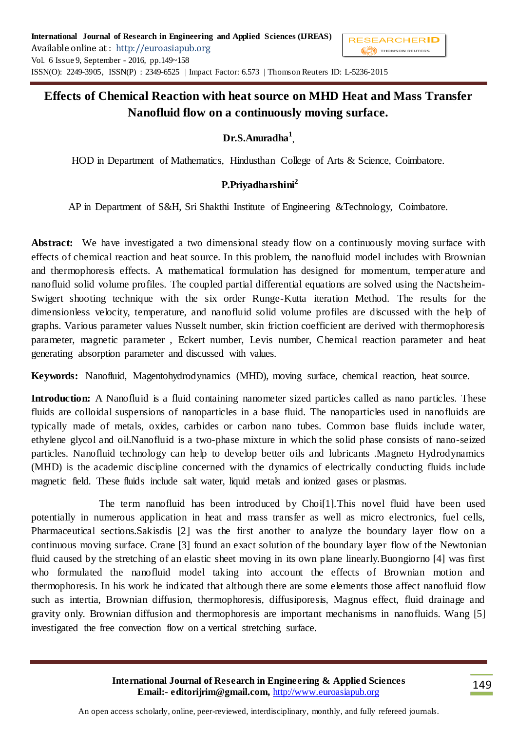# Effects of Chemical Reaction with heat source on MHD Heat and Mass Transfer Nanofluid flow on a continuously moving surface.

**Dr.S.Anuradha[1]**,

HOD in Department of Mathematics, Hindusthan College of Arts & Science, Coimbatore.

**P.Priyadharshini[2]**

AP in Department of S&H, Sri Shakthi Institute of Engineering &Technology, Coimbatore.

**Abstract:** We have investigated a two dimensional steady flow on a continuously moving surface with effects of chemical reaction and heat source. In this problem, the nanofluid model includes with Brownian and thermophoresis effects. A mathematical formulation has designed for momentum, temperature and nanofluid solid volume profiles. The coupled partial differential equations are solved using the Nactsheim-Swigert shooting technique with the six order Runge-Kutta iteration Method. The results for the dimensionless velocity, temperature, and nanofluid solid volume profiles are discussed with the help of graphs. Various parameter values Nusselt number, skin friction coefficient are derived with thermophoresis parameter, magnetic parameter , Eckert number, Levis number, Chemical reaction parameter and heat generating absorption parameter and discussed with values.

**Keywords:** Nanofluid, Magentohydrodynamics (MHD), moving surface, chemical reaction, heat source.

**Introduction:** A Nanofluid is a fluid containing nanometer sized particles called as nano particles. These fluids are colloidal suspensions of nanoparticles in a base fluid. The nanoparticles used in nanofluids are typically made of metals, oxides, carbides or carbon nano tubes. Common base fluids include water, ethylene glycol and oil.Nanofluid is a two-phase mixture in which the solid phase consists of nano-seized particles. Nanofluid technology can help to develop better oils and lubricants .Magneto Hydrodynamics (MHD) is the academic discipline concerned with the dynamics of electrically conducting fluids include magnetic field. These fluids include salt water, liquid metals and ionized gases or plasmas.

The term nanofluid has been introduced by Choi[1].This novel fluid have been used potentially in numerous application in heat and mass transfer as well as micro electronics, fuel cells, Pharmaceutical sections.Sakisdis [2] was the first another to analyze the boundary layer flow on a continuous moving surface. Crane [3] found an exact solution of the boundary layer flow of the Newtonian fluid caused by the stretching of an elastic sheet moving in its own plane linearly.Buongiorno [4] was first who formulated the nanofluid model taking into account the effects of Brownian motion and thermophoresis. In his work he indicated that although there are some elements those affect nanofluid flow such as intertia, Brownian diffusion, thermophoresis, diffusiporesis, Magnus effect, fluid drainage and gravity only. Brownian diffusion and thermophoresis are important mechanisms in nanofluids. Wang [5] investigated the free convection flow on a vertical stretching surface.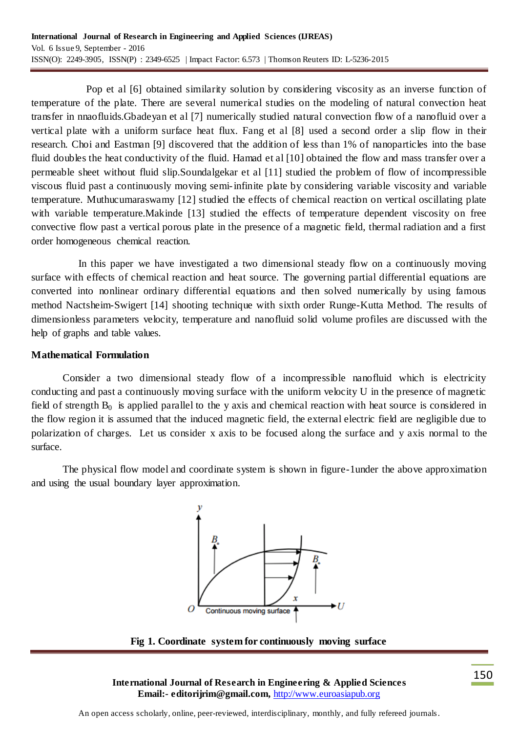Pop et al [6] obtained similarity solution by considering viscosity as an inverse function of temperature of the plate. There are several numerical studies on the modeling of natural convection heat transfer in nnaofluids.Gbadeyan et al [7] numerically studied natural convection flow of a nanofluid over a vertical plate with a uniform surface heat flux. Fang et al [8] used a second order a slip flow in their research. Choi and Eastman [9] discovered that the addition of less than 1% of nanoparticles into the base fluid doubles the heat conductivity of the fluid. Hamad et al [10] obtained the flow and mass transfer over a permeable sheet without fluid slip.Soundalgekar et al [11] studied the problem of flow of incompressible viscous fluid past a continuously moving semi-infinite plate by considering variable viscosity and variable temperature. Muthucumaraswamy [12] studied the effects of chemical reaction on vertical oscillating plate with variable temperature.Makinde [13] studied the effects of temperature dependent viscosity on free convective flow past a vertical porous plate in the presence of a magnetic field, thermal radiation and a first order homogeneous chemical reaction.

In this paper we have investigated a two dimensional steady flow on a continuously moving surface with effects of chemical reaction and heat source. The governing partial differential equations are converted into nonlinear ordinary differential equations and then solved numerically by using famous method Nactsheim-Swigert [14] shooting technique with sixth order Runge-Kutta Method. The results of dimensionless parameters velocity, temperature and nanofluid solid volume profiles are discussed with the help of graphs and table values.

## Mathematical Formulation

Consider a two dimensional steady flow of a incompressible nanofluid which is electricity conducting and past a continuously moving surface with the uniform velocity U in the presence of magnetic field of strength $B_0$ is applied parallel to the y axis and chemical reaction with heat source is considered in the flow region it is assumed that the induced magnetic field, the external electric field are negligible due to polarization of charges. Let us consider x axis to be focused along the surface and y axis normal to the surface.

The physical flow model and coordinate system is shown in figure-1under the above approximation and using the usual boundary layer approximation.

**Fig 1. Coordinate system for continuously moving surface**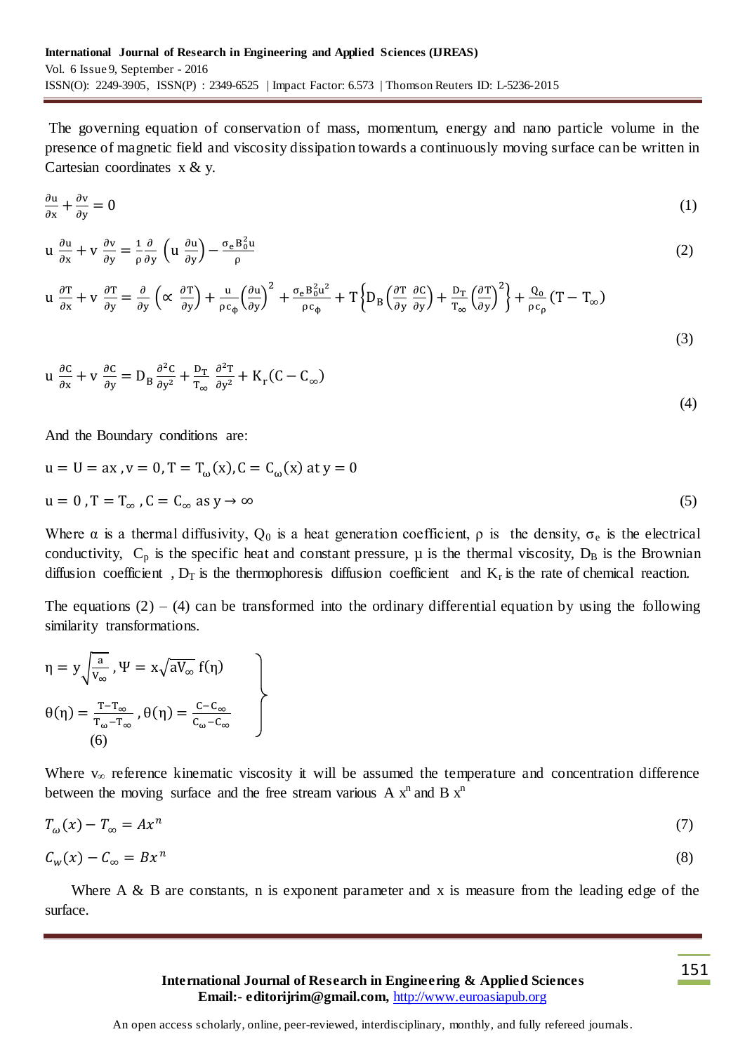The governing equation of conservation of mass, momentum, energy and nano particle volume in the presence of magnetic field and viscosity dissipation towards a continuously moving surface can be written in Cartesian coordinates x & y.

$$\frac{\partial u}{\partial x} + \frac{\partial v}{\partial y} = 0 \tag{1}$$

$$u\,\frac{\partial u}{\partial x} + v\,\frac{\partial v}{\partial y} = \frac{1}{\rho}\frac{\partial}{\partial y}\left(u\,\frac{\partial u}{\partial y}\right) - \frac{\sigma_e B_0^2 u}{\rho} \tag{2}$$

$$u\,\frac{\partial T}{\partial x} + v\,\frac{\partial T}{\partial y} = \frac{\partial}{\partial y}\left(\propto\,\frac{\partial T}{\partial y}\right) + \frac{u}{\rho c_\phi}\left(\frac{\partial u}{\partial y}\right)^2 + \frac{\sigma_e B_0^2 u^2}{\rho c_\phi} + T\left\{D_B\left(\frac{\partial T}{\partial y}\,\frac{\partial C}{\partial y}\right) + \frac{D_T}{T_\infty}\left(\frac{\partial T}{\partial y}\right)^2\right\} + \frac{Q_0}{\rho c_\rho}(T - T_\infty) \tag{3}$$

$$u\,\frac{\partial C}{\partial x} + v\,\frac{\partial C}{\partial y} = D_B\,\frac{\partial^2 C}{\partial y^2} + \frac{D_T}{T_\infty}\,\frac{\partial^2 T}{\partial y^2} + K_r(C - C_\infty) \tag{4}$$

And the Boundary conditions are:

$$u = U = ax\,,\, v = 0,\, T = T_\omega(x), C = C_\omega(x) \text{ at } y = 0$$

$$u = 0\,,\, T = T_\infty\,,\, C = C_\infty \text{ as } y \to \infty \tag{5}$$

Where α is a thermal diffusivity, $Q_0$ is a heat generation coefficient, ρ is the density, $\sigma_e$ is the electrical conductivity, $C_p$ is the specific heat and constant pressure, μ is the thermal viscosity, $D_B$ is the Brownian diffusion coefficient , $D_T$ is the thermophoresis diffusion coefficient and $K_r$ is the rate of chemical reaction.

The equations (2) – (4) can be transformed into the ordinary differential equation by using the following similarity transformations.

$$\left.\begin{aligned} &\eta = y\sqrt{\frac{a}{V_\infty}}\,,\, \Psi = x\sqrt{aV_\infty}\, f(\eta) \\ &\theta(\eta) = \frac{T - T_\infty}{T_\omega - T_\infty}\,,\, \theta(\eta) = \frac{C - C_\infty}{C_\omega - C_\infty} \end{aligned}\right\} \tag{6}$$

Where $v_\infty$ reference kinematic viscosity it will be assumed the temperature and concentration difference between the moving surface and the free stream various A $x^n$ and B $x^n$

$$T_\omega(x) - T_\infty = Ax^n \tag{7}$$

$$C_w(x) - C_\infty = Bx^n \tag{8}$$

Where A & B are constants, n is exponent parameter and x is measure from the leading edge of the surface.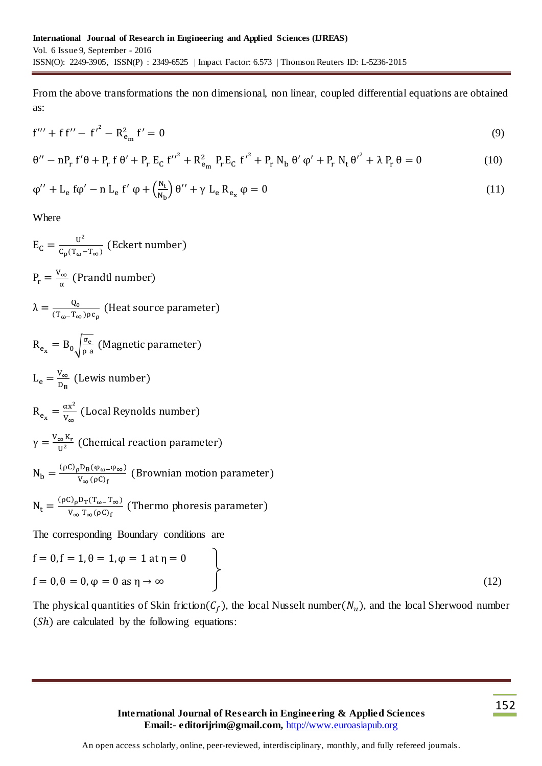From the above transformations the non dimensional, non linear, coupled differential equations are obtained as:

$$f''' + f\,f'' - f'^{2} - R_{e_m}^{2}\, f' = 0 \tag{9}$$

$$\theta'' - nP_r\, f'\theta + P_r\, f\,\theta' + P_r\, E_C\, f''^{2} + R_{e_m}^{2}\, P_r E_C\, f'^{2} + P_r\, N_b\, \theta'\,\varphi' + P_r\, N_t\, \theta'^{2} + \lambda\, P_r\, \theta = 0 \tag{10}$$

$$\varphi'' + L_e\, f\varphi' - n\, L_e\, f'\,\varphi + \left(\frac{N_t}{N_b}\right)\theta'' + \gamma\, L_e\, R_{e_x}\, \varphi = 0 \tag{11}$$

Where

$E_C = \frac{U^2}{C_p(T_\omega - T_\infty)}$ (Eckert number)

$P_r = \frac{V_\infty}{\alpha}$ (Prandtl number)

$\lambda = \frac{Q_0}{(T_\omega - T_\infty)\rho c_\rho}$ (Heat source parameter)

$R_{e_x} = B_0\sqrt{\frac{\sigma_e}{\rho\ a}}$ (Magnetic parameter)

$L_e = \frac{V_\infty}{D_B}$ (Lewis number)

$R_{e_x} = \frac{\alpha x^2}{V_\infty}$ (Local Reynolds number)

$\gamma = \frac{V_\infty K_r}{U^2}$ (Chemical reaction parameter)

$N_b = \frac{(\rho C)_\rho D_B(\varphi_\omega - \varphi_\infty)}{V_\infty\,(\rho C)_f}$ (Brownian motion parameter)

$N_t = \frac{(\rho C)_\rho D_T(T_\omega - T_\infty)}{V_\infty\ T_\infty(\rho C)_f}$ (Thermo phoresis parameter)

The corresponding Boundary conditions are

$$\left.\begin{array}{l} f = 0, f = 1, \theta = 1, \varphi = 1 \text{ at } \eta = 0 \\ f = 0, \theta = 0, \varphi = 0 \text{ as } \eta \to \infty \end{array}\right\} \tag{12}$$

The physical quantities of Skin friction($C_f$), the local Nusselt number($N_u$), and the local Sherwood number ($Sh$) are calculated by the following equations: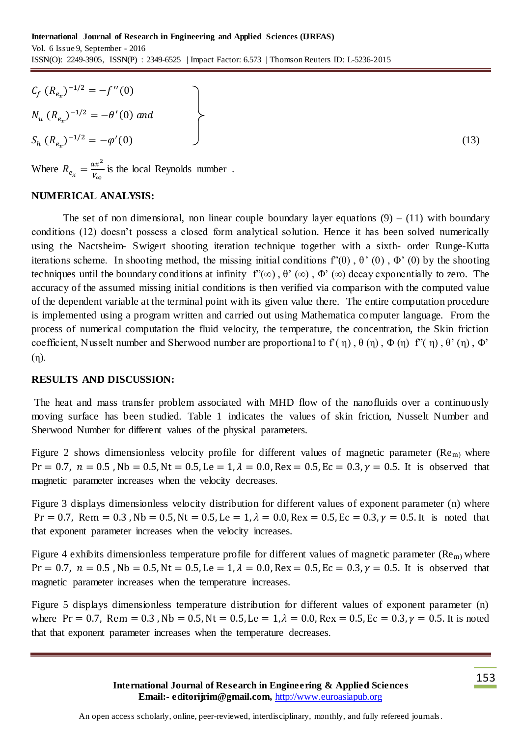$$
\left.
\begin{aligned}
C_f\ (R_{e_x})^{-1/2} &= -f''(0) \\
N_u\ (R_{e_x})^{-1/2} &= -\theta'(0)\ \text{and} \\
S_h\ (R_{e_x})^{-1/2} &= -\varphi'(0)
\end{aligned}
\right\} \tag{13}
$$

Where $R_{e_x} = \frac{ax^2}{V_\infty}$ is the local Reynolds number .

## NUMERICAL ANALYSIS:

The set of non dimensional, non linear couple boundary layer equations (9) – (11) with boundary conditions (12) doesn't possess a closed form analytical solution. Hence it has been solved numerically using the Nactsheim- Swigert shooting iteration technique together with a sixth- order Runge-Kutta iterations scheme. In shooting method, the missing initial conditions $f''(0)$ , $\theta'(0)$ , $\Phi'(0)$ by the shooting techniques until the boundary conditions at infinity $f''(\infty)$ , $\theta'(\infty)$ , $\Phi'(\infty)$ decay exponentially to zero. The accuracy of the assumed missing initial conditions is then verified via comparison with the computed value of the dependent variable at the terminal point with its given value there. The entire computation procedure is implemented using a program written and carried out using Mathematica computer language. From the process of numerical computation the fluid velocity, the temperature, the concentration, the Skin friction coefficient, Nusselt number and Sherwood number are proportional to $f'(\eta)$ , $\theta(\eta)$ , $\Phi(\eta)$ $f''(\eta)$ , $\theta'(\eta)$ , $\Phi'(\eta)$.

## RESULTS AND DISCUSSION:

The heat and mass transfer problem associated with MHD flow of the nanofluids over a continuously moving surface has been studied. Table 1 indicates the values of skin friction, Nusselt Number and Sherwood Number for different values of the physical parameters.

Figure 2 shows dimensionless velocity profile for different values of magnetic parameter ($Re_m$) where $\mathrm{Pr} = 0.7,\ n = 0.5$ , $\mathrm{Nb} = 0.5, \mathrm{Nt} = 0.5, \mathrm{Le} = 1, \lambda = 0.0, \mathrm{Rex} = 0.5, \mathrm{Ec} = 0.3, \gamma = 0.5$. It is observed that magnetic parameter increases when the velocity decreases.

Figure 3 displays dimensionless velocity distribution for different values of exponent parameter (n) where $\mathrm{Pr} = 0.7,\ \mathrm{Rem} = 0.3$ , $\mathrm{Nb} = 0.5, \mathrm{Nt} = 0.5, \mathrm{Le} = 1, \lambda = 0.0, \mathrm{Rex} = 0.5, \mathrm{Ec} = 0.3, \gamma = 0.5$. It is noted that that exponent parameter increases when the velocity increases.

Figure 4 exhibits dimensionless temperature profile for different values of magnetic parameter ($Re_m$) where $\mathrm{Pr} = 0.7,\ n = 0.5$ , $\mathrm{Nb} = 0.5, \mathrm{Nt} = 0.5, \mathrm{Le} = 1, \lambda = 0.0, \mathrm{Rex} = 0.5, \mathrm{Ec} = 0.3, \gamma = 0.5$. It is observed that magnetic parameter increases when the temperature increases.

Figure 5 displays dimensionless temperature distribution for different values of exponent parameter (n) where $\mathrm{Pr} = 0.7,\ \mathrm{Rem} = 0.3$ , $\mathrm{Nb} = 0.5, \mathrm{Nt} = 0.5, \mathrm{Le} = 1, \lambda = 0.0, \mathrm{Rex} = 0.5, \mathrm{Ec} = 0.3, \gamma = 0.5$. It is noted that that exponent parameter increases when the temperature decreases.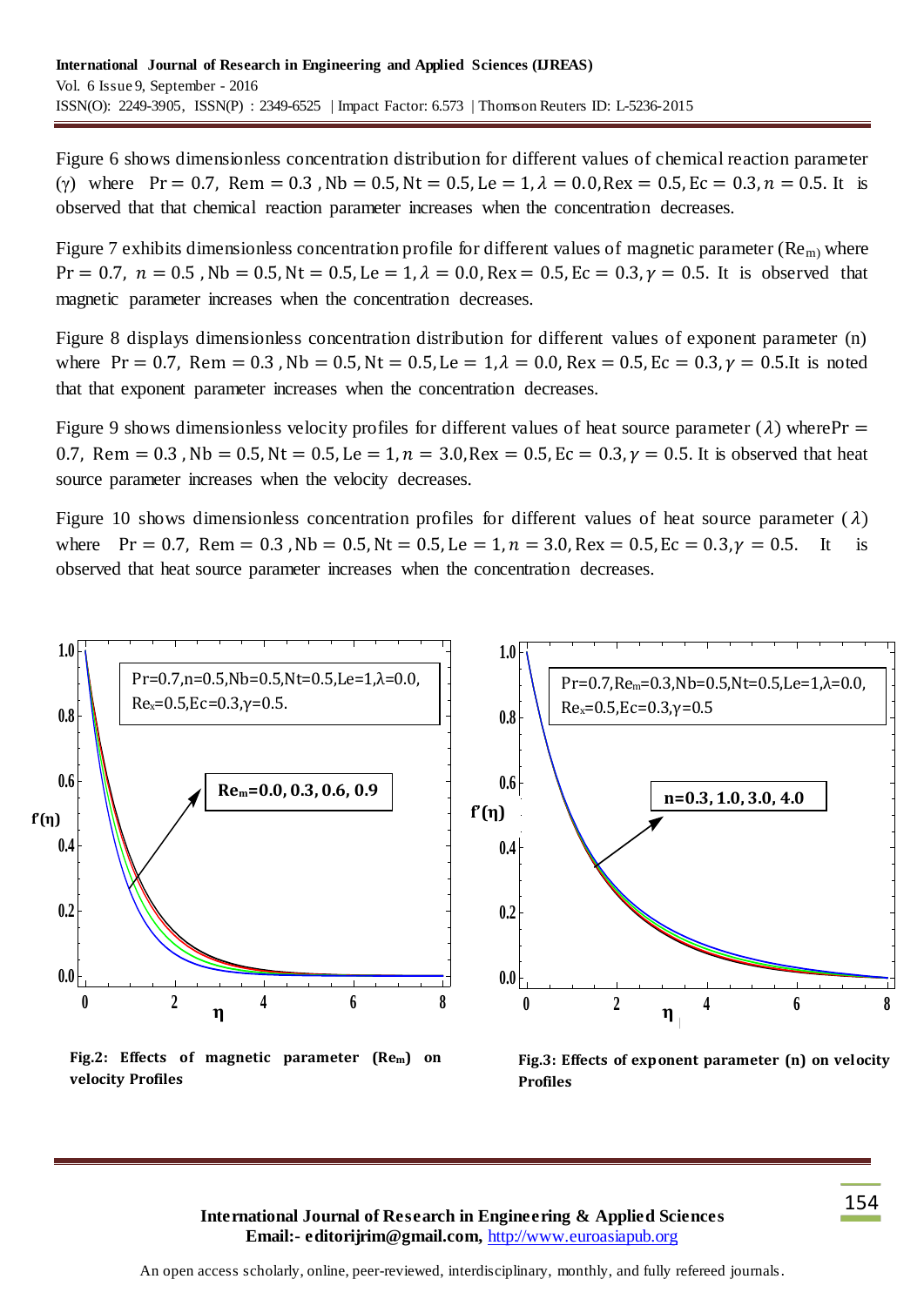Figure 6 shows dimensionless concentration distribution for different values of chemical reaction parameter ($\gamma$) where $\Pr = 0.7$, $\text{Rem} = 0.3$, $\text{Nb} = 0.5$, $\text{Nt} = 0.5$, $\text{Le} = 1$, $\lambda = 0.0$, $\text{Rex} = 0.5$, $\text{Ec} = 0.3$, $n = 0.5$. It is observed that that chemical reaction parameter increases when the concentration decreases.

Figure 7 exhibits dimensionless concentration profile for different values of magnetic parameter ($\text{Re}_{m}$) where $\Pr = 0.7$, $n = 0.5$, $\text{Nb} = 0.5$, $\text{Nt} = 0.5$, $\text{Le} = 1$, $\lambda = 0.0$, $\text{Rex} = 0.5$, $\text{Ec} = 0.3$, $\gamma = 0.5$. It is observed that magnetic parameter increases when the concentration decreases.

Figure 8 displays dimensionless concentration distribution for different values of exponent parameter (n) where $\Pr = 0.7$, $\text{Rem} = 0.3$, $\text{Nb} = 0.5$, $\text{Nt} = 0.5$, $\text{Le} = 1$, $\lambda = 0.0$, $\text{Rex} = 0.5$, $\text{Ec} = 0.3$, $\gamma = 0.5$.It is noted that that exponent parameter increases when the concentration decreases.

Figure 9 shows dimensionless velocity profiles for different values of heat source parameter ($\lambda$) where$\Pr = 0.7$, $\text{Rem} = 0.3$, $\text{Nb} = 0.5$, $\text{Nt} = 0.5$, $\text{Le} = 1$, $n = 3.0$, $\text{Rex} = 0.5$, $\text{Ec} = 0.3$, $\gamma = 0.5$. It is observed that heat source parameter increases when the velocity decreases.

Figure 10 shows dimensionless concentration profiles for different values of heat source parameter ($\lambda$) where $\Pr = 0.7$, $\text{Rem} = 0.3$, $\text{Nb} = 0.5$, $\text{Nt} = 0.5$, $\text{Le} = 1$, $n = 3.0$, $\text{Rex} = 0.5$, $\text{Ec} = 0.3$, $\gamma = 0.5$. It is observed that heat source parameter increases when the concentration decreases.

**Fig.2: Effects of magnetic parameter ($\text{Re}_m$) on velocity Profiles**

**Fig.3: Effects of exponent parameter (n) on velocity Profiles**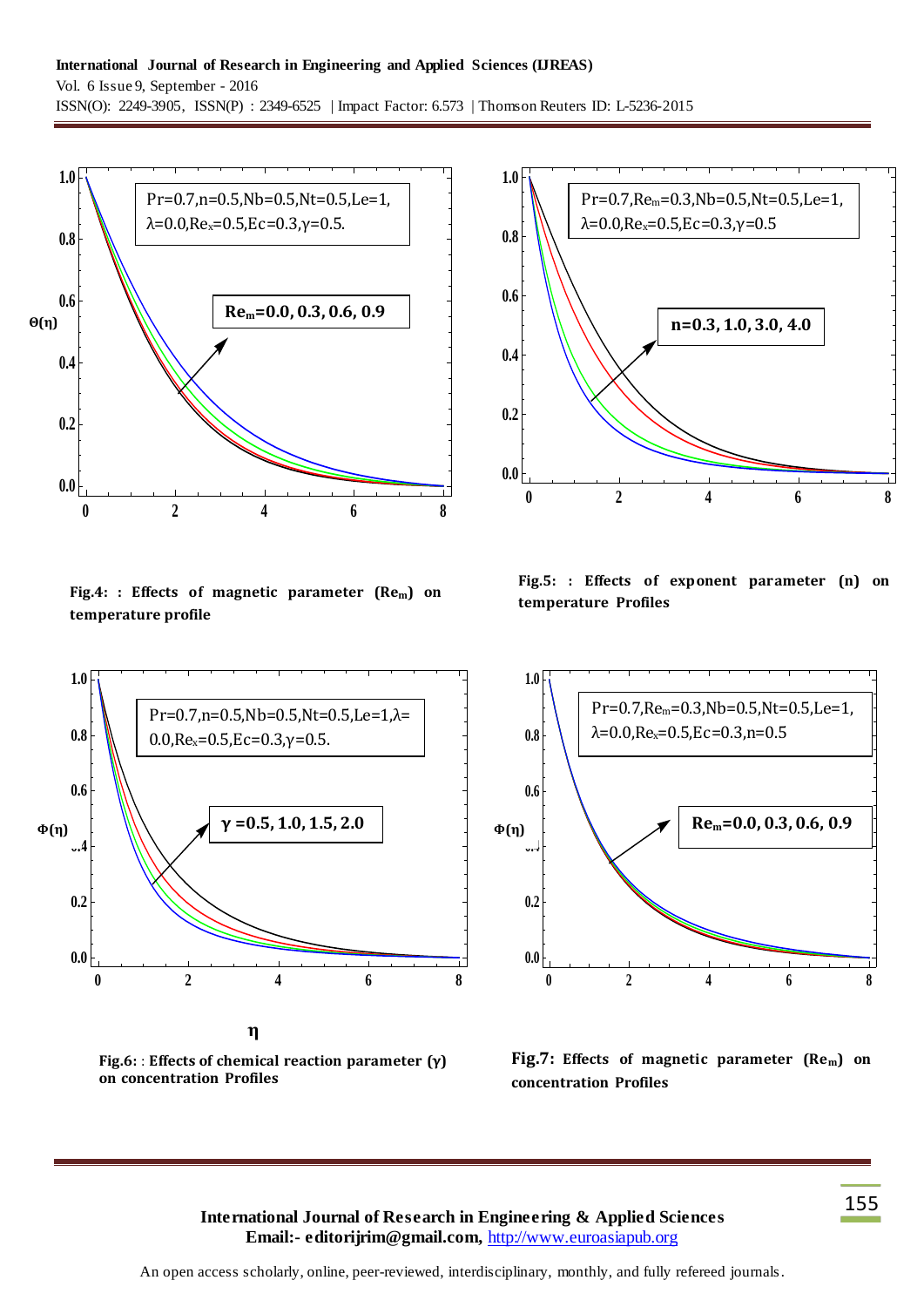Fig.4: : Effects of magnetic parameter ($Re_m$) on temperature profile

Fig.5: : Effects of exponent parameter (n) on temperature Profiles

Fig.6: : Effects of chemical reaction parameter ($\gamma$) on concentration Profiles

Fig.7: Effects of magnetic parameter ($Re_m$) on concentration Profiles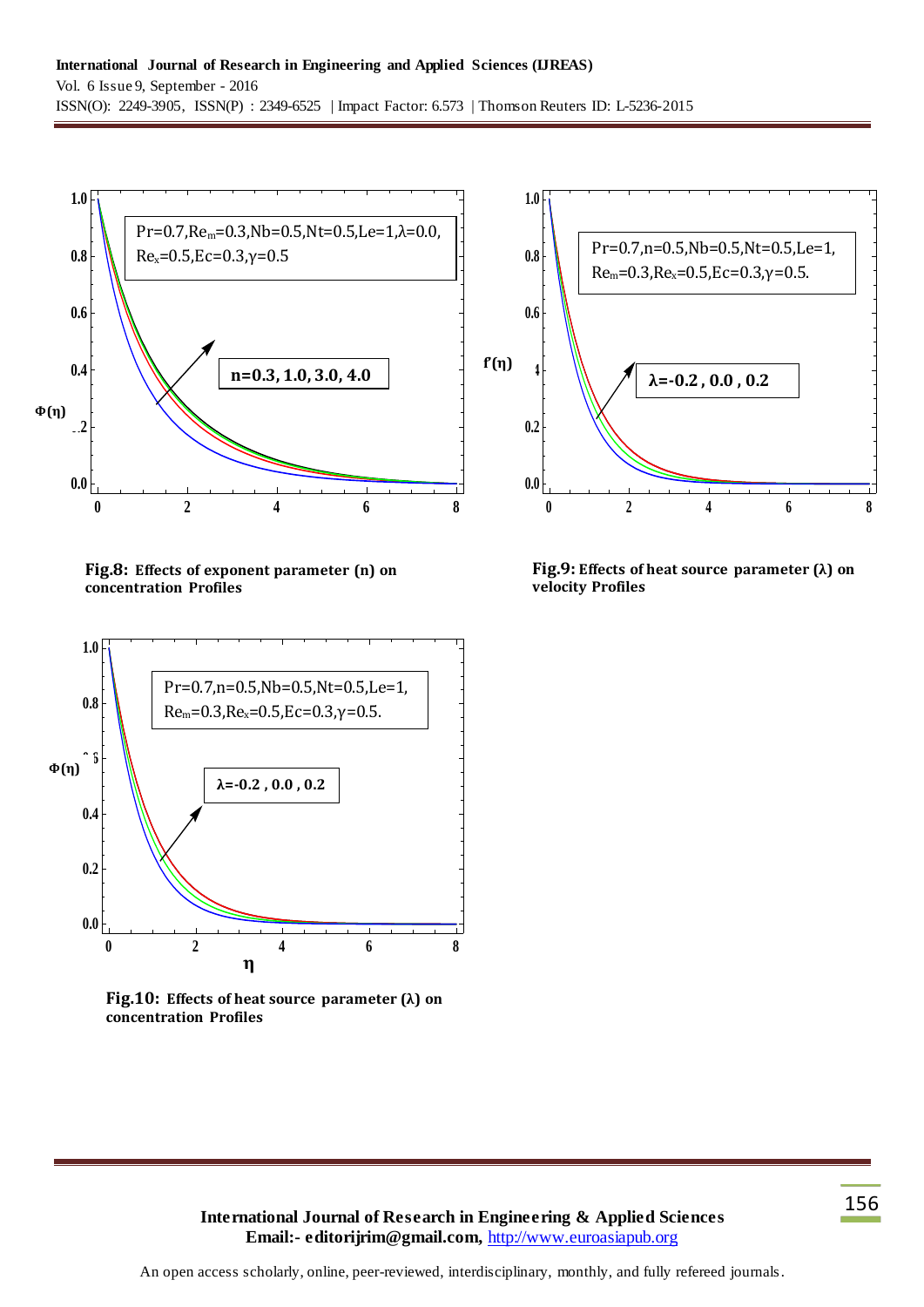Fig.8: Effects of exponent parameter (n) on concentration Profiles

Fig.9: Effects of heat source parameter (λ) on velocity Profiles

Fig.10: Effects of heat source parameter (λ) on concentration Profiles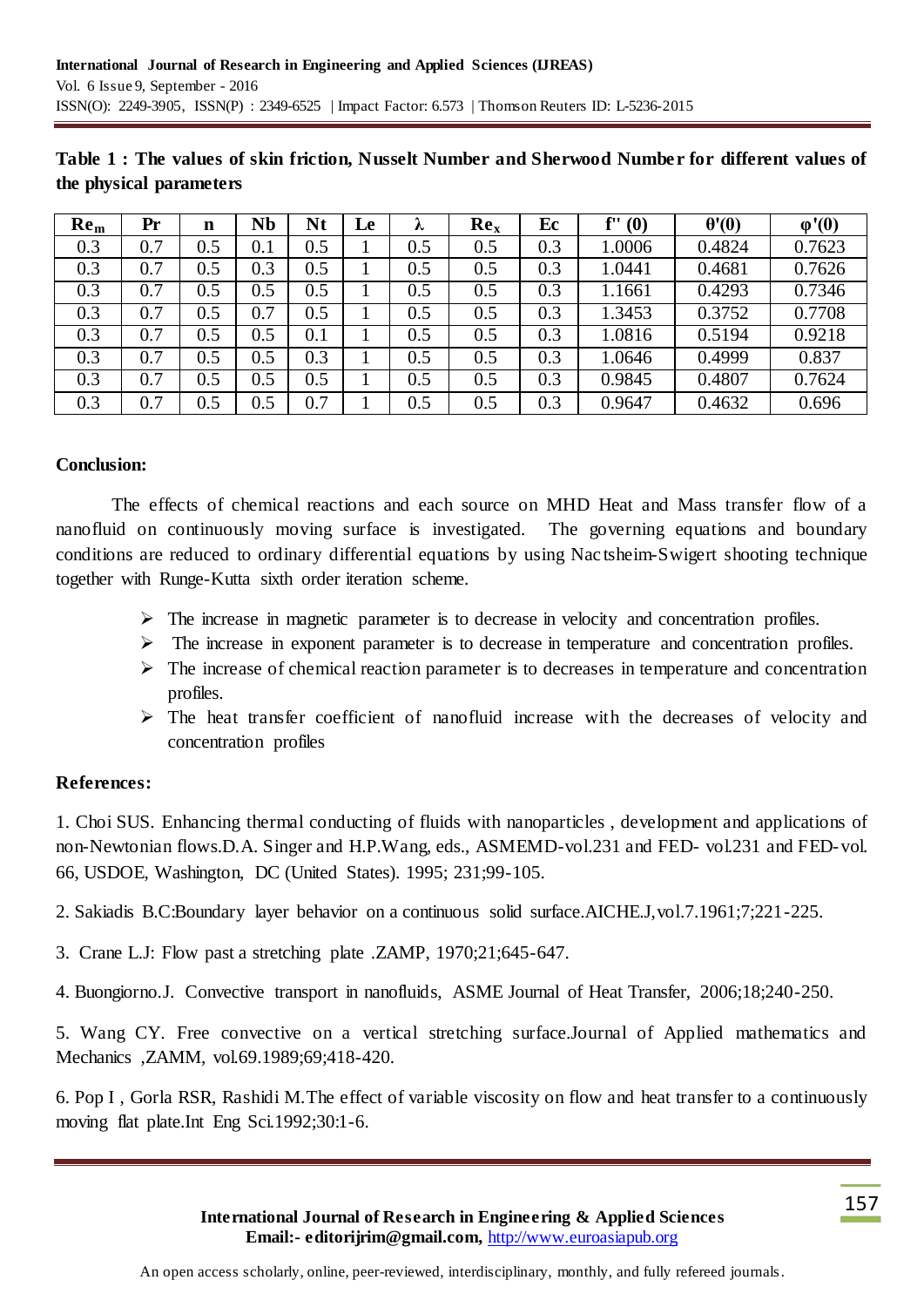**Table 1 : The values of skin friction, Nusselt Number and Sherwood Number for different values of the physical parameters**

| $Re_m$ | Pr | n | Nb | Nt | Le | λ | $Re_x$ | Ec | f'' (0) | θ'(0) | φ'(0) |
|---|---|---|---|---|---|---|---|---|---|---|---|
| 0.3 | 0.7 | 0.5 | 0.1 | 0.5 | 1 | 0.5 | 0.5 | 0.3 | 1.0006 | 0.4824 | 0.7623 |
| 0.3 | 0.7 | 0.5 | 0.3 | 0.5 | 1 | 0.5 | 0.5 | 0.3 | 1.0441 | 0.4681 | 0.7626 |
| 0.3 | 0.7 | 0.5 | 0.5 | 0.5 | 1 | 0.5 | 0.5 | 0.3 | 1.1661 | 0.4293 | 0.7346 |
| 0.3 | 0.7 | 0.5 | 0.7 | 0.5 | 1 | 0.5 | 0.5 | 0.3 | 1.3453 | 0.3752 | 0.7708 |
| 0.3 | 0.7 | 0.5 | 0.5 | 0.1 | 1 | 0.5 | 0.5 | 0.3 | 1.0816 | 0.5194 | 0.9218 |
| 0.3 | 0.7 | 0.5 | 0.5 | 0.3 | 1 | 0.5 | 0.5 | 0.3 | 1.0646 | 0.4999 | 0.837 |
| 0.3 | 0.7 | 0.5 | 0.5 | 0.5 | 1 | 0.5 | 0.5 | 0.3 | 0.9845 | 0.4807 | 0.7624 |
| 0.3 | 0.7 | 0.5 | 0.5 | 0.7 | 1 | 0.5 | 0.5 | 0.3 | 0.9647 | 0.4632 | 0.696 |

## Conclusion:

The effects of chemical reactions and each source on MHD Heat and Mass transfer flow of a nanofluid on continuously moving surface is investigated. The governing equations and boundary conditions are reduced to ordinary differential equations by using Nactsheim-Swigert shooting technique together with Runge-Kutta sixth order iteration scheme.

- The increase in magnetic parameter is to decrease in velocity and concentration profiles.
- The increase in exponent parameter is to decrease in temperature and concentration profiles.
- The increase of chemical reaction parameter is to decreases in temperature and concentration profiles.
- The heat transfer coefficient of nanofluid increase with the decreases of velocity and concentration profiles

## References:

1. Choi SUS. Enhancing thermal conducting of fluids with nanoparticles , development and applications of non-Newtonian flows.D.A. Singer and H.P.Wang, eds., ASMEMD-vol.231 and FED- vol.231 and FED-vol. 66, USDOE, Washington, DC (United States). 1995; 231;99-105.

2. Sakiadis B.C:Boundary layer behavior on a continuous solid surface.AICHE.J,vol.7.1961;7;221-225.

3. Crane L.J: Flow past a stretching plate .ZAMP, 1970;21;645-647.

4. Buongiorno.J. Convective transport in nanofluids, ASME Journal of Heat Transfer, 2006;18;240-250.

5. Wang CY. Free convective on a vertical stretching surface.Journal of Applied mathematics and Mechanics ,ZAMM, vol.69.1989;69;418-420.

6. Pop I , Gorla RSR, Rashidi M.The effect of variable viscosity on flow and heat transfer to a continuously moving flat plate.Int Eng Sci.1992;30:1-6.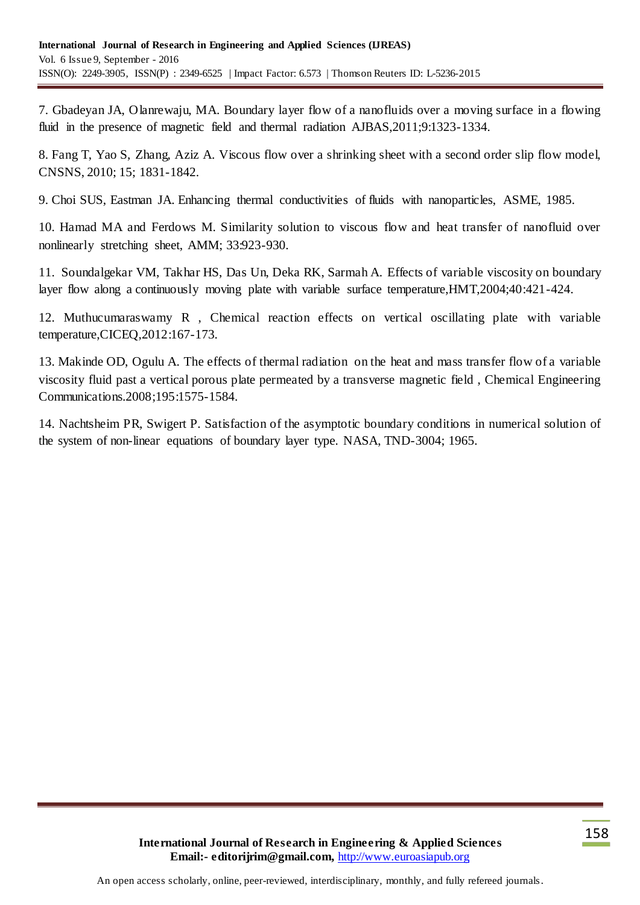7. Gbadeyan JA, Olanrewaju, MA. Boundary layer flow of a nanofluids over a moving surface in a flowing fluid in the presence of magnetic field and thermal radiation AJBAS,2011;9:1323-1334.

8. Fang T, Yao S, Zhang, Aziz A. Viscous flow over a shrinking sheet with a second order slip flow model, CNSNS, 2010; 15; 1831-1842.

9. Choi SUS, Eastman JA. Enhancing thermal conductivities of fluids with nanoparticles, ASME, 1985.

10. Hamad MA and Ferdows M. Similarity solution to viscous flow and heat transfer of nanofluid over nonlinearly stretching sheet, AMM; 33:923-930.

11. Soundalgekar VM, Takhar HS, Das Un, Deka RK, Sarmah A. Effects of variable viscosity on boundary layer flow along a continuously moving plate with variable surface temperature,HMT,2004;40:421-424.

12. Muthucumaraswamy R , Chemical reaction effects on vertical oscillating plate with variable temperature,CICEQ,2012:167-173.

13. Makinde OD, Ogulu A. The effects of thermal radiation on the heat and mass transfer flow of a variable viscosity fluid past a vertical porous plate permeated by a transverse magnetic field , Chemical Engineering Communications.2008;195:1575-1584.

14. Nachtsheim PR, Swigert P. Satisfaction of the asymptotic boundary conditions in numerical solution of the system of non-linear equations of boundary layer type. NASA, TND-3004; 1965.